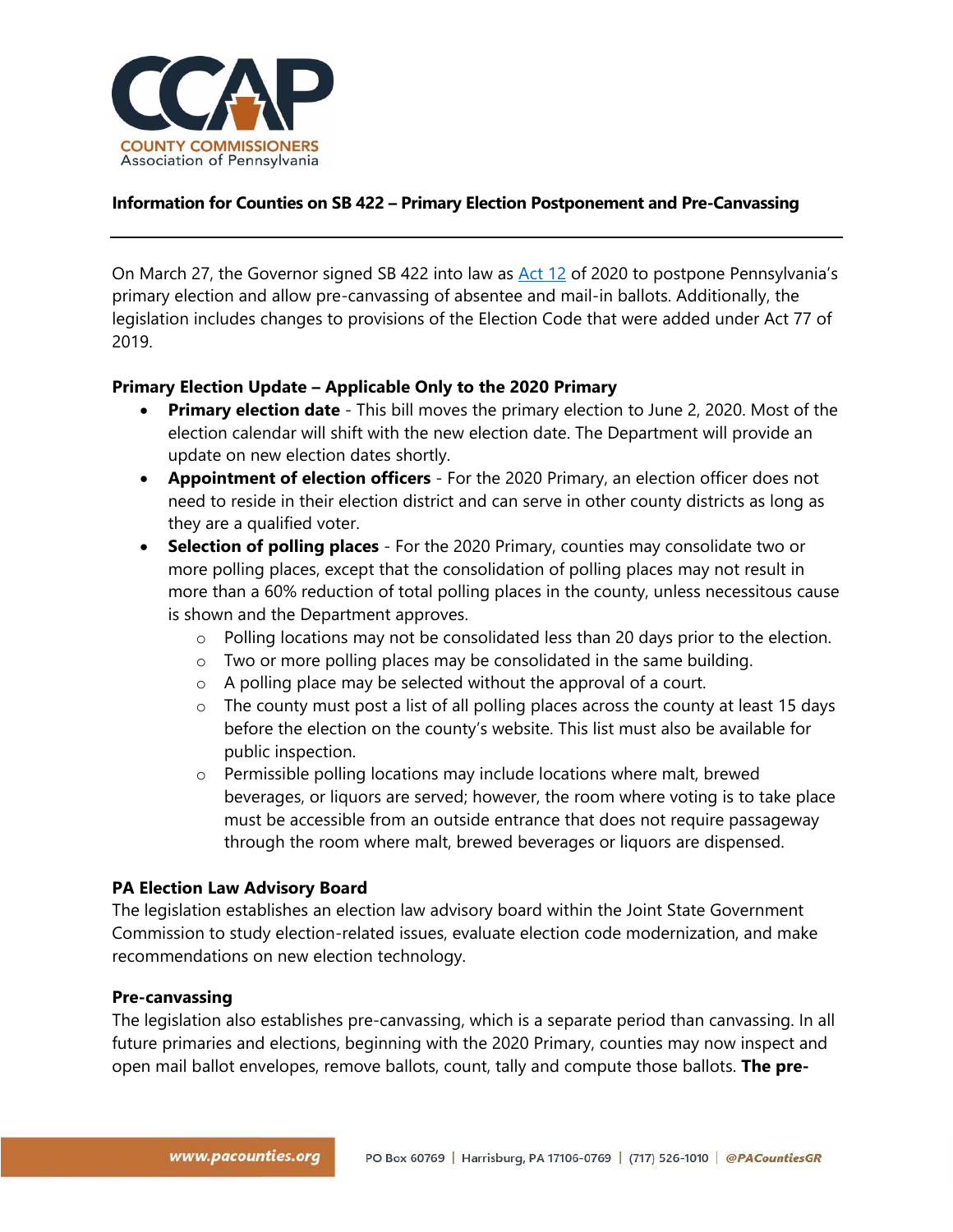**Information for Counties on SB 422 – Primary Election Postponement and Pre-Canvassing**

---

On March 27, the Governor signed SB 422 into law as Act 12 of 2020 to postpone Pennsylvania's primary election and allow pre-canvassing of absentee and mail-in ballots. Additionally, the legislation includes changes to provisions of the Election Code that were added under Act 77 of 2019.

**Primary Election Update – Applicable Only to the 2020 Primary**

- **Primary election date** - This bill moves the primary election to June 2, 2020. Most of the election calendar will shift with the new election date. The Department will provide an update on new election dates shortly.
- **Appointment of election officers** - For the 2020 Primary, an election officer does not need to reside in their election district and can serve in other county districts as long as they are a qualified voter.
- **Selection of polling places** - For the 2020 Primary, counties may consolidate two or more polling places, except that the consolidation of polling places may not result in more than a 60% reduction of total polling places in the county, unless necessitous cause is shown and the Department approves.
  - Polling locations may not be consolidated less than 20 days prior to the election.
  - Two or more polling places may be consolidated in the same building.
  - A polling place may be selected without the approval of a court.
  - The county must post a list of all polling places across the county at least 15 days before the election on the county's website. This list must also be available for public inspection.
  - Permissible polling locations may include locations where malt, brewed beverages, or liquors are served; however, the room where voting is to take place must be accessible from an outside entrance that does not require passageway through the room where malt, brewed beverages or liquors are dispensed.

**PA Election Law Advisory Board**

The legislation establishes an election law advisory board within the Joint State Government Commission to study election-related issues, evaluate election code modernization, and make recommendations on new election technology.

**Pre-canvassing**

The legislation also establishes pre-canvassing, which is a separate period than canvassing. In all future primaries and elections, beginning with the 2020 Primary, counties may now inspect and open mail ballot envelopes, remove ballots, count, tally and compute those ballots. **The pre-**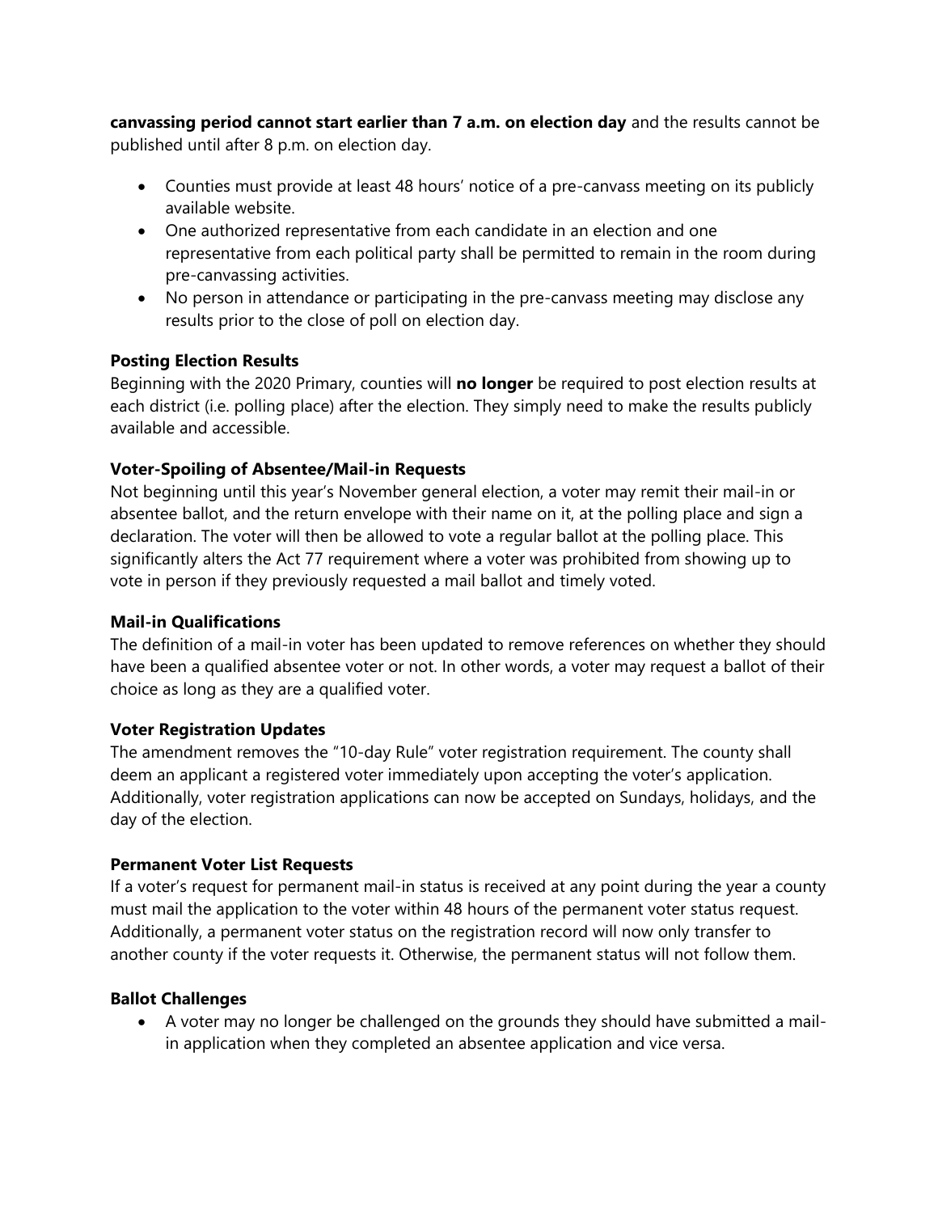**canvassing period cannot start earlier than 7 a.m. on election day** and the results cannot be published until after 8 p.m. on election day.

- Counties must provide at least 48 hours' notice of a pre-canvass meeting on its publicly available website.
- One authorized representative from each candidate in an election and one representative from each political party shall be permitted to remain in the room during pre-canvassing activities.
- No person in attendance or participating in the pre-canvass meeting may disclose any results prior to the close of poll on election day.

**Posting Election Results**
Beginning with the 2020 Primary, counties will **no longer** be required to post election results at each district (i.e. polling place) after the election. They simply need to make the results publicly available and accessible.

**Voter-Spoiling of Absentee/Mail-in Requests**
Not beginning until this year's November general election, a voter may remit their mail-in or absentee ballot, and the return envelope with their name on it, at the polling place and sign a declaration. The voter will then be allowed to vote a regular ballot at the polling place. This significantly alters the Act 77 requirement where a voter was prohibited from showing up to vote in person if they previously requested a mail ballot and timely voted.

**Mail-in Qualifications**
The definition of a mail-in voter has been updated to remove references on whether they should have been a qualified absentee voter or not. In other words, a voter may request a ballot of their choice as long as they are a qualified voter.

**Voter Registration Updates**
The amendment removes the "10-day Rule" voter registration requirement. The county shall deem an applicant a registered voter immediately upon accepting the voter's application. Additionally, voter registration applications can now be accepted on Sundays, holidays, and the day of the election.

**Permanent Voter List Requests**
If a voter's request for permanent mail-in status is received at any point during the year a county must mail the application to the voter within 48 hours of the permanent voter status request. Additionally, a permanent voter status on the registration record will now only transfer to another county if the voter requests it. Otherwise, the permanent status will not follow them.

**Ballot Challenges**

- A voter may no longer be challenged on the grounds they should have submitted a mail-in application when they completed an absentee application and vice versa.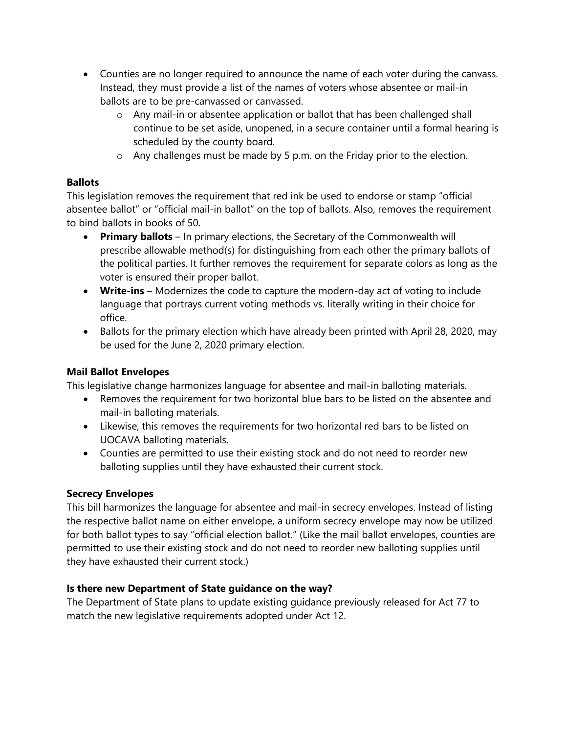- Counties are no longer required to announce the name of each voter during the canvass. Instead, they must provide a list of the names of voters whose absentee or mail-in ballots are to be pre-canvassed or canvassed.
  - Any mail-in or absentee application or ballot that has been challenged shall continue to be set aside, unopened, in a secure container until a formal hearing is scheduled by the county board.
  - Any challenges must be made by 5 p.m. on the Friday prior to the election.

### Ballots

This legislation removes the requirement that red ink be used to endorse or stamp "official absentee ballot" or "official mail-in ballot" on the top of ballots. Also, removes the requirement to bind ballots in books of 50.

- **Primary ballots** – In primary elections, the Secretary of the Commonwealth will prescribe allowable method(s) for distinguishing from each other the primary ballots of the political parties. It further removes the requirement for separate colors as long as the voter is ensured their proper ballot.
- **Write-ins** – Modernizes the code to capture the modern-day act of voting to include language that portrays current voting methods vs. literally writing in their choice for office.
- Ballots for the primary election which have already been printed with April 28, 2020, may be used for the June 2, 2020 primary election.

### Mail Ballot Envelopes

This legislative change harmonizes language for absentee and mail-in balloting materials.

- Removes the requirement for two horizontal blue bars to be listed on the absentee and mail-in balloting materials.
- Likewise, this removes the requirements for two horizontal red bars to be listed on UOCAVA balloting materials.
- Counties are permitted to use their existing stock and do not need to reorder new balloting supplies until they have exhausted their current stock.

### Secrecy Envelopes

This bill harmonizes the language for absentee and mail-in secrecy envelopes. Instead of listing the respective ballot name on either envelope, a uniform secrecy envelope may now be utilized for both ballot types to say "official election ballot." (Like the mail ballot envelopes, counties are permitted to use their existing stock and do not need to reorder new balloting supplies until they have exhausted their current stock.)

### Is there new Department of State guidance on the way?

The Department of State plans to update existing guidance previously released for Act 77 to match the new legislative requirements adopted under Act 12.